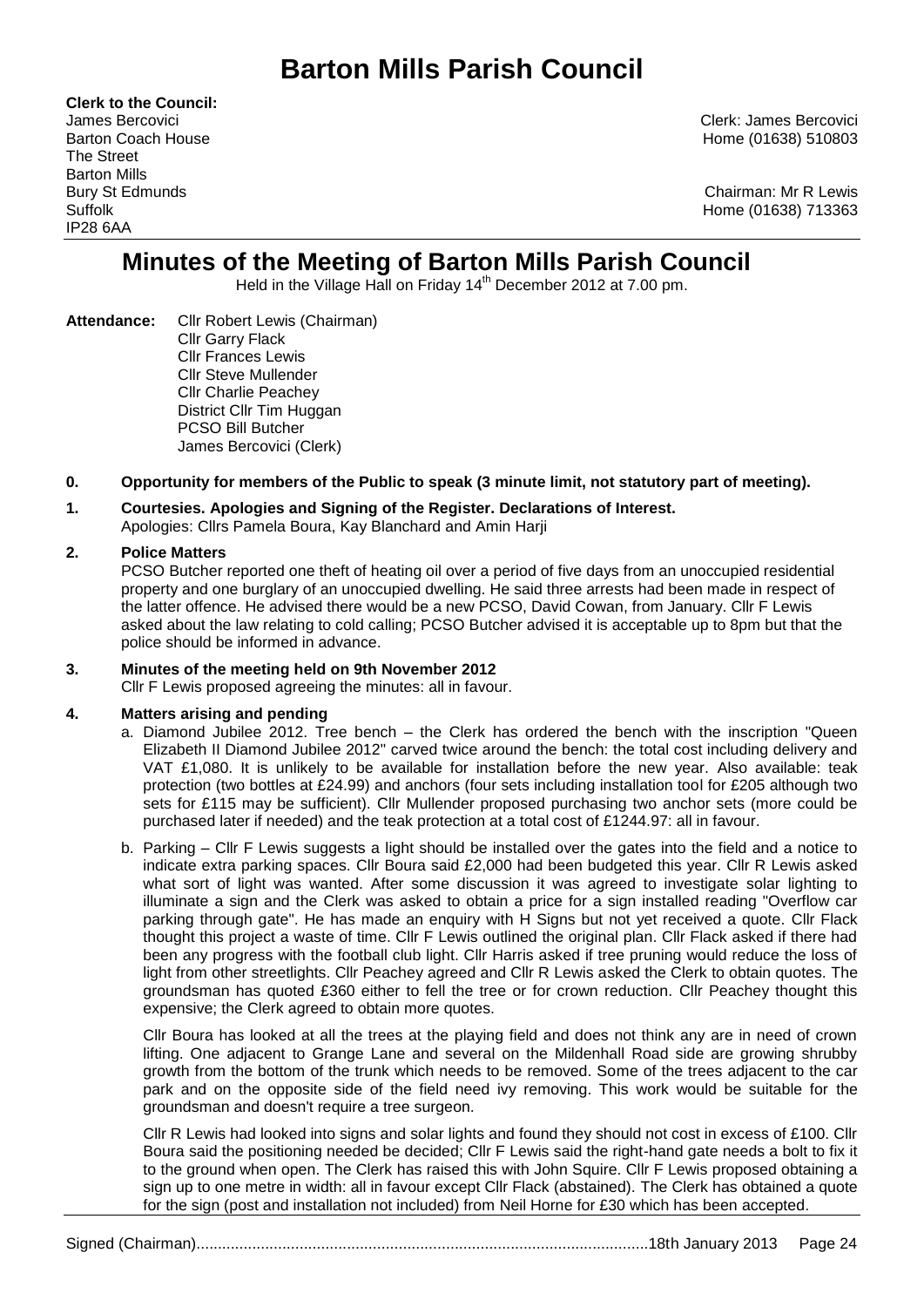# Barton Mills Parish Council

**Clerk to the Council:**
James Bercovici
Barton Coach House
The Street
Barton Mills
Bury St Edmunds
Suffolk
IP28 6AA

Clerk: James Bercovici
Home (01638) 510803

Chairman: Mr R Lewis
Home (01638) 713363

## Minutes of the Meeting of Barton Mills Parish Council

Held in the Village Hall on Friday 14th December 2012 at 7.00 pm.

**Attendance:** Cllr Robert Lewis (Chairman)
Cllr Garry Flack
Cllr Frances Lewis
Cllr Steve Mullender
Cllr Charlie Peachey
District Cllr Tim Huggan
PCSO Bill Butcher
James Bercovici (Clerk)

**0. Opportunity for members of the Public to speak (3 minute limit, not statutory part of meeting).**

**1. Courtesies. Apologies and Signing of the Register. Declarations of Interest.**
Apologies: Cllrs Pamela Boura, Kay Blanchard and Amin Harji

**2. Police Matters**
PCSO Butcher reported one theft of heating oil over a period of five days from an unoccupied residential property and one burglary of an unoccupied dwelling. He said three arrests had been made in respect of the latter offence. He advised there would be a new PCSO, David Cowan, from January. Cllr F Lewis asked about the law relating to cold calling; PCSO Butcher advised it is acceptable up to 8pm but that the police should be informed in advance.

**3. Minutes of the meeting held on 9th November 2012**
Cllr F Lewis proposed agreeing the minutes: all in favour.

**4. Matters arising and pending**

a. Diamond Jubilee 2012. Tree bench – the Clerk has ordered the bench with the inscription "Queen Elizabeth II Diamond Jubilee 2012" carved twice around the bench: the total cost including delivery and VAT £1,080. It is unlikely to be available for installation before the new year. Also available: teak protection (two bottles at £24.99) and anchors (four sets including installation tool for £205 although two sets for £115 may be sufficient). Cllr Mullender proposed purchasing two anchor sets (more could be purchased later if needed) and the teak protection at a total cost of £1244.97: all in favour.

b. Parking – Cllr F Lewis suggests a light should be installed over the gates into the field and a notice to indicate extra parking spaces. Cllr Boura said £2,000 had been budgeted this year. Cllr R Lewis asked what sort of light was wanted. After some discussion it was agreed to investigate solar lighting to illuminate a sign and the Clerk was asked to obtain a price for a sign installed reading "Overflow car parking through gate". He has made an enquiry with H Signs but not yet received a quote. Cllr Flack thought this project a waste of time. Cllr F Lewis outlined the original plan. Cllr Flack asked if there had been any progress with the football club light. Cllr Harris asked if tree pruning would reduce the loss of light from other streetlights. Cllr Peachey agreed and Cllr R Lewis asked the Clerk to obtain quotes. The groundsman has quoted £360 either to fell the tree or for crown reduction. Cllr Peachey thought this expensive; the Clerk agreed to obtain more quotes.

Cllr Boura has looked at all the trees at the playing field and does not think any are in need of crown lifting. One adjacent to Grange Lane and several on the Mildenhall Road side are growing shrubby growth from the bottom of the trunk which needs to be removed. Some of the trees adjacent to the car park and on the opposite side of the field need ivy removing. This work would be suitable for the groundsman and doesn't require a tree surgeon.

Cllr R Lewis had looked into signs and solar lights and found they should not cost in excess of £100. Cllr Boura said the positioning needed be decided; Cllr F Lewis said the right-hand gate needs a bolt to fix it to the ground when open. The Clerk has raised this with John Squire. Cllr F Lewis proposed obtaining a sign up to one metre in width: all in favour except Cllr Flack (abstained). The Clerk has obtained a quote for the sign (post and installation not included) from Neil Horne for £30 which has been accepted.

Signed (Chairman)........................................................................................................18th January 2013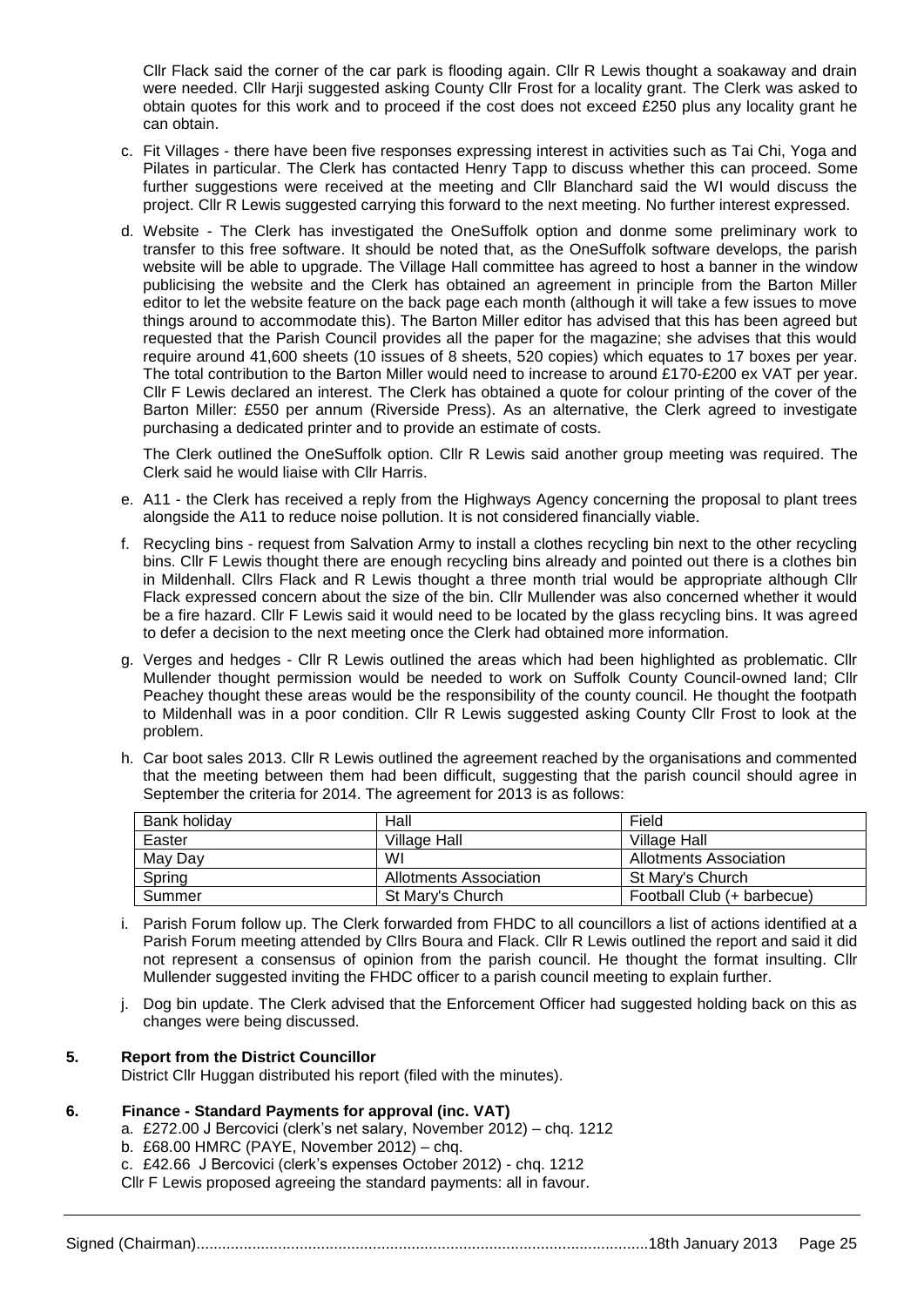Cllr Flack said the corner of the car park is flooding again. Cllr R Lewis thought a soakaway and drain were needed. Cllr Harji suggested asking County Cllr Frost for a locality grant. The Clerk was asked to obtain quotes for this work and to proceed if the cost does not exceed £250 plus any locality grant he can obtain.

c. Fit Villages - there have been five responses expressing interest in activities such as Tai Chi, Yoga and Pilates in particular. The Clerk has contacted Henry Tapp to discuss whether this can proceed. Some further suggestions were received at the meeting and Cllr Blanchard said the WI would discuss the project. Cllr R Lewis suggested carrying this forward to the next meeting. No further interest expressed.

d. Website - The Clerk has investigated the OneSuffolk option and donme some preliminary work to transfer to this free software. It should be noted that, as the OneSuffolk software develops, the parish website will be able to upgrade. The Village Hall committee has agreed to host a banner in the window publicising the website and the Clerk has obtained an agreement in principle from the Barton Miller editor to let the website feature on the back page each month (although it will take a few issues to move things around to accommodate this). The Barton Miller editor has advised that this has been agreed but requested that the Parish Council provides all the paper for the magazine; she advises that this would require around 41,600 sheets (10 issues of 8 sheets, 520 copies) which equates to 17 boxes per year. The total contribution to the Barton Miller would need to increase to around £170-£200 ex VAT per year. Cllr F Lewis declared an interest. The Clerk has obtained a quote for colour printing of the cover of the Barton Miller: £550 per annum (Riverside Press). As an alternative, the Clerk agreed to investigate purchasing a dedicated printer and to provide an estimate of costs.

The Clerk outlined the OneSuffolk option. Cllr R Lewis said another group meeting was required. The Clerk said he would liaise with Cllr Harris.

e. A11 - the Clerk has received a reply from the Highways Agency concerning the proposal to plant trees alongside the A11 to reduce noise pollution. It is not considered financially viable.

f. Recycling bins - request from Salvation Army to install a clothes recycling bin next to the other recycling bins. Cllr F Lewis thought there are enough recycling bins already and pointed out there is a clothes bin in Mildenhall. Cllrs Flack and R Lewis thought a three month trial would be appropriate although Cllr Flack expressed concern about the size of the bin. Cllr Mullender was also concerned whether it would be a fire hazard. Cllr F Lewis said it would need to be located by the glass recycling bins. It was agreed to defer a decision to the next meeting once the Clerk had obtained more information.

g. Verges and hedges - Cllr R Lewis outlined the areas which had been highlighted as problematic. Cllr Mullender thought permission would be needed to work on Suffolk County Council-owned land; Cllr Peachey thought these areas would be the responsibility of the county council. He thought the footpath to Mildenhall was in a poor condition. Cllr R Lewis suggested asking County Cllr Frost to look at the problem.

h. Car boot sales 2013. Cllr R Lewis outlined the agreement reached by the organisations and commented that the meeting between them had been difficult, suggesting that the parish council should agree in September the criteria for 2014. The agreement for 2013 is as follows:

| Bank holiday | Hall | Field |
|---|---|---|
| Easter | Village Hall | Village Hall |
| May Day | WI | Allotments Association |
| Spring | Allotments Association | St Mary's Church |
| Summer | St Mary's Church | Football Club (+ barbecue) |

i. Parish Forum follow up. The Clerk forwarded from FHDC to all councillors a list of actions identified at a Parish Forum meeting attended by Cllrs Boura and Flack. Cllr R Lewis outlined the report and said it did not represent a consensus of opinion from the parish council. He thought the format insulting. Cllr Mullender suggested inviting the FHDC officer to a parish council meeting to explain further.

j. Dog bin update. The Clerk advised that the Enforcement Officer had suggested holding back on this as changes were being discussed.

**5. Report from the District Councillor**

District Cllr Huggan distributed his report (filed with the minutes).

**6. Finance - Standard Payments for approval (inc. VAT)**

a. £272.00 J Bercovici (clerk's net salary, November 2012) – chq. 1212
b. £68.00 HMRC (PAYE, November 2012) – chq.
c. £42.66 J Bercovici (clerk's expenses October 2012) - chq. 1212

Cllr F Lewis proposed agreeing the standard payments: all in favour.

Signed (Chairman)........................................................................................................18th January 2013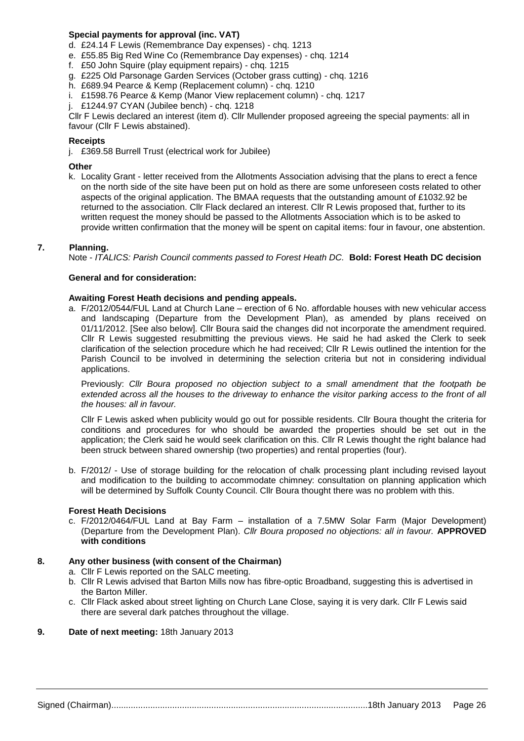**Special payments for approval (inc. VAT)**

d. £24.14 F Lewis (Remembrance Day expenses) - chq. 1213
e. £55.85 Big Red Wine Co (Remembrance Day expenses) - chq. 1214
f. £50 John Squire (play equipment repairs) - chq. 1215
g. £225 Old Parsonage Garden Services (October grass cutting) - chq. 1216
h. £689.94 Pearce & Kemp (Replacement column) - chq. 1210
i. £1598.76 Pearce & Kemp (Manor View replacement column) - chq. 1217
j. £1244.97 CYAN (Jubilee bench) - chq. 1218

Cllr F Lewis declared an interest (item d). Cllr Mullender proposed agreeing the special payments: all in favour (Cllr F Lewis abstained).

**Receipts**

j. £369.58 Burrell Trust (electrical work for Jubilee)

**Other**

k. Locality Grant - letter received from the Allotments Association advising that the plans to erect a fence on the north side of the site have been put on hold as there are some unforeseen costs related to other aspects of the original application. The BMAA requests that the outstanding amount of £1032.92 be returned to the association. Cllr Flack declared an interest. Cllr R Lewis proposed that, further to its written request the money should be passed to the Allotments Association which is to be asked to provide written confirmation that the money will be spent on capital items: four in favour, one abstention.

**7. Planning.**

Note - *ITALICS: Parish Council comments passed to Forest Heath DC.* **Bold: Forest Heath DC decision**

**General and for consideration:**

**Awaiting Forest Heath decisions and pending appeals.**

a. F/2012/0544/FUL Land at Church Lane – erection of 6 No. affordable houses with new vehicular access and landscaping (Departure from the Development Plan), as amended by plans received on 01/11/2012. [See also below]. Cllr Boura said the changes did not incorporate the amendment required. Cllr R Lewis suggested resubmitting the previous views. He said he had asked the Clerk to seek clarification of the selection procedure which he had received; Cllr R Lewis outlined the intention for the Parish Council to be involved in determining the selection criteria but not in considering individual applications.

   Previously: *Cllr Boura proposed no objection subject to a small amendment that the footpath be extended across all the houses to the driveway to enhance the visitor parking access to the front of all the houses: all in favour.*

   Cllr F Lewis asked when publicity would go out for possible residents. Cllr Boura thought the criteria for conditions and procedures for who should be awarded the properties should be set out in the application; the Clerk said he would seek clarification on this. Cllr R Lewis thought the right balance had been struck between shared ownership (two properties) and rental properties (four).

b. F/2012/ - Use of storage building for the relocation of chalk processing plant including revised layout and modification to the building to accommodate chimney: consultation on planning application which will be determined by Suffolk County Council. Cllr Boura thought there was no problem with this.

**Forest Heath Decisions**

c. F/2012/0464/FUL Land at Bay Farm – installation of a 7.5MW Solar Farm (Major Development) (Departure from the Development Plan). *Cllr Boura proposed no objections: all in favour.* **APPROVED with conditions**

**8. Any other business (with consent of the Chairman)**

a. Cllr F Lewis reported on the SALC meeting.
b. Cllr R Lewis advised that Barton Mills now has fibre-optic Broadband, suggesting this is advertised in the Barton Miller.
c. Cllr Flack asked about street lighting on Church Lane Close, saying it is very dark. Cllr F Lewis said there are several dark patches throughout the village.

**9. Date of next meeting:** 18th January 2013

Signed (Chairman)..........................................................................................................18th January 2013